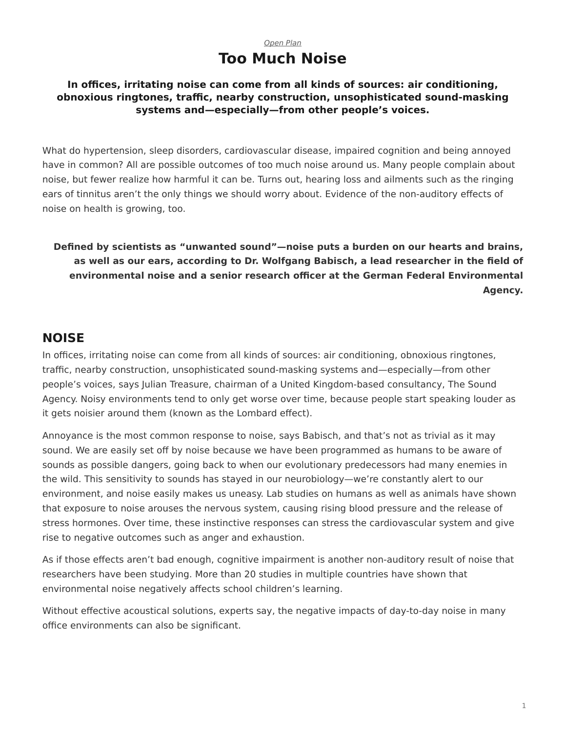*Open Plan*

# Too Much Noise

**In offices, irritating noise can come from all kinds of sources: air conditioning, obnoxious ringtones, traffic, nearby construction, unsophisticated sound-masking systems and—especially—from other people's voices.**

What do hypertension, sleep disorders, cardiovascular disease, impaired cognition and being annoyed have in common? All are possible outcomes of too much noise around us. Many people complain about noise, but fewer realize how harmful it can be. Turns out, hearing loss and ailments such as the ringing ears of tinnitus aren't the only things we should worry about. Evidence of the non-auditory effects of noise on health is growing, too.

**Defined by scientists as "unwanted sound"—noise puts a burden on our hearts and brains, as well as our ears, according to Dr. Wolfgang Babisch, a lead researcher in the field of environmental noise and a senior research officer at the German Federal Environmental Agency.**

## NOISE

In offices, irritating noise can come from all kinds of sources: air conditioning, obnoxious ringtones, traffic, nearby construction, unsophisticated sound-masking systems and—especially—from other people's voices, says Julian Treasure, chairman of a United Kingdom-based consultancy, The Sound Agency. Noisy environments tend to only get worse over time, because people start speaking louder as it gets noisier around them (known as the Lombard effect).

Annoyance is the most common response to noise, says Babisch, and that's not as trivial as it may sound. We are easily set off by noise because we have been programmed as humans to be aware of sounds as possible dangers, going back to when our evolutionary predecessors had many enemies in the wild. This sensitivity to sounds has stayed in our neurobiology—we're constantly alert to our environment, and noise easily makes us uneasy. Lab studies on humans as well as animals have shown that exposure to noise arouses the nervous system, causing rising blood pressure and the release of stress hormones. Over time, these instinctive responses can stress the cardiovascular system and give rise to negative outcomes such as anger and exhaustion.

As if those effects aren't bad enough, cognitive impairment is another non-auditory result of noise that researchers have been studying. More than 20 studies in multiple countries have shown that environmental noise negatively affects school children's learning.

Without effective acoustical solutions, experts say, the negative impacts of day-to-day noise in many office environments can also be significant.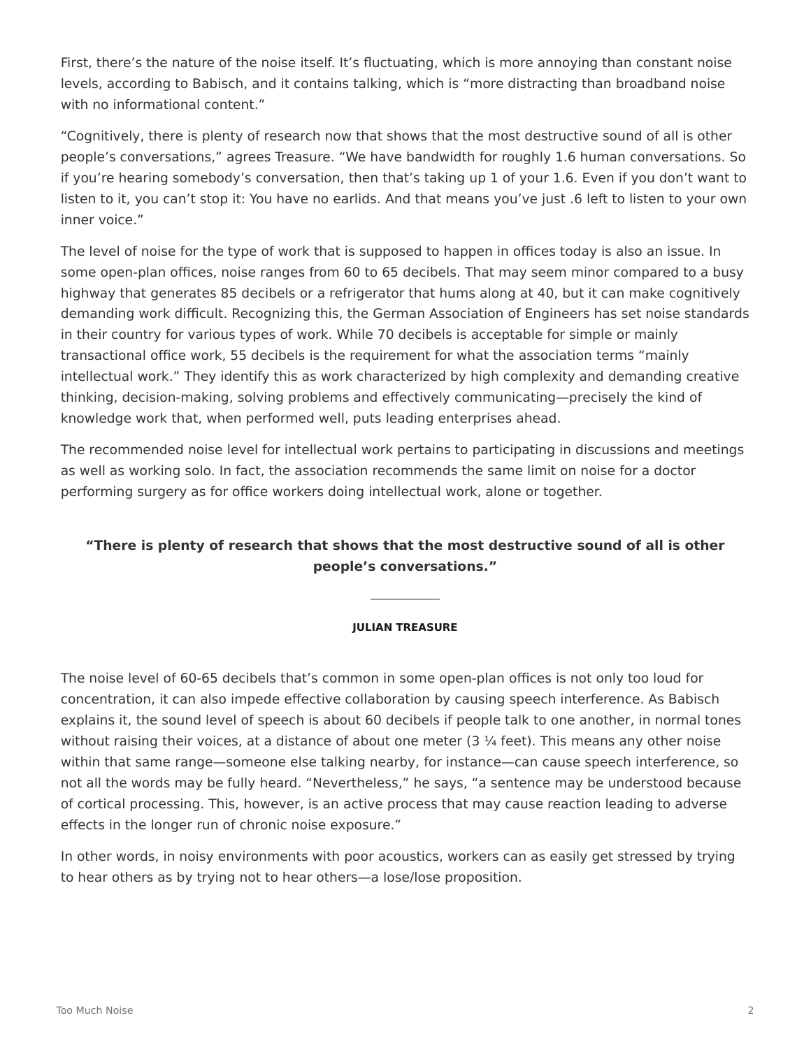First, there's the nature of the noise itself. It's fluctuating, which is more annoying than constant noise levels, according to Babisch, and it contains talking, which is "more distracting than broadband noise with no informational content."

"Cognitively, there is plenty of research now that shows that the most destructive sound of all is other people's conversations," agrees Treasure. "We have bandwidth for roughly 1.6 human conversations. So if you're hearing somebody's conversation, then that's taking up 1 of your 1.6. Even if you don't want to listen to it, you can't stop it: You have no earlids. And that means you've just .6 left to listen to your own inner voice."

The level of noise for the type of work that is supposed to happen in offices today is also an issue. In some open-plan offices, noise ranges from 60 to 65 decibels. That may seem minor compared to a busy highway that generates 85 decibels or a refrigerator that hums along at 40, but it can make cognitively demanding work difficult. Recognizing this, the German Association of Engineers has set noise standards in their country for various types of work. While 70 decibels is acceptable for simple or mainly transactional office work, 55 decibels is the requirement for what the association terms "mainly intellectual work." They identify this as work characterized by high complexity and demanding creative thinking, decision-making, solving problems and effectively communicating—precisely the kind of knowledge work that, when performed well, puts leading enterprises ahead.

The recommended noise level for intellectual work pertains to participating in discussions and meetings as well as working solo. In fact, the association recommends the same limit on noise for a doctor performing surgery as for office workers doing intellectual work, alone or together.

> **"There is plenty of research that shows that the most destructive sound of all is other people's conversations."**
>
> **JULIAN TREASURE**

The noise level of 60-65 decibels that's common in some open-plan offices is not only too loud for concentration, it can also impede effective collaboration by causing speech interference. As Babisch explains it, the sound level of speech is about 60 decibels if people talk to one another, in normal tones without raising their voices, at a distance of about one meter (3 ¼ feet). This means any other noise within that same range—someone else talking nearby, for instance—can cause speech interference, so not all the words may be fully heard. "Nevertheless," he says, "a sentence may be understood because of cortical processing. This, however, is an active process that may cause reaction leading to adverse effects in the longer run of chronic noise exposure."

In other words, in noisy environments with poor acoustics, workers can as easily get stressed by trying to hear others as by trying not to hear others—a lose/lose proposition.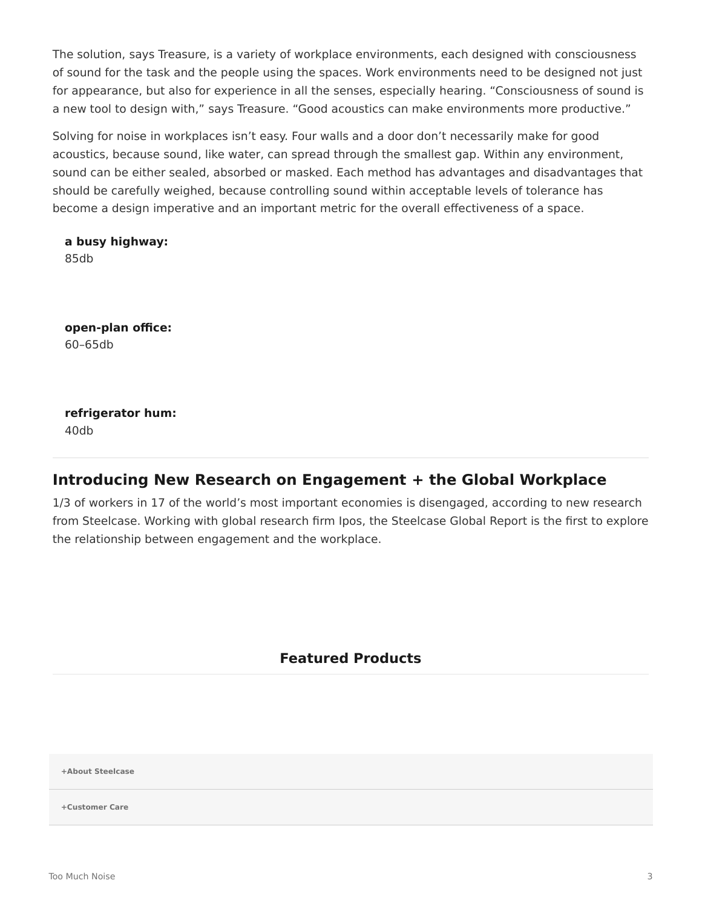The solution, says Treasure, is a variety of workplace environments, each designed with consciousness of sound for the task and the people using the spaces. Work environments need to be designed not just for appearance, but also for experience in all the senses, especially hearing. “Consciousness of sound is a new tool to design with,” says Treasure. “Good acoustics can make environments more productive.”

Solving for noise in workplaces isn’t easy. Four walls and a door don’t necessarily make for good acoustics, because sound, like water, can spread through the smallest gap. Within any environment, sound can be either sealed, absorbed or masked. Each method has advantages and disadvantages that should be carefully weighed, because controlling sound within acceptable levels of tolerance has become a design imperative and an important metric for the overall effectiveness of a space.

**a busy highway:**
85db

**open-plan office:**
60–65db

**refrigerator hum:**
40db

---

## Introducing New Research on Engagement + the Global Workplace

1/3 of workers in 17 of the world’s most important economies is disengaged, according to new research from Steelcase. Working with global research firm Ipos, the Steelcase Global Report is the first to explore the relationship between engagement and the workplace.

### Featured Products

---

**+About Steelcase**

**+Customer Care**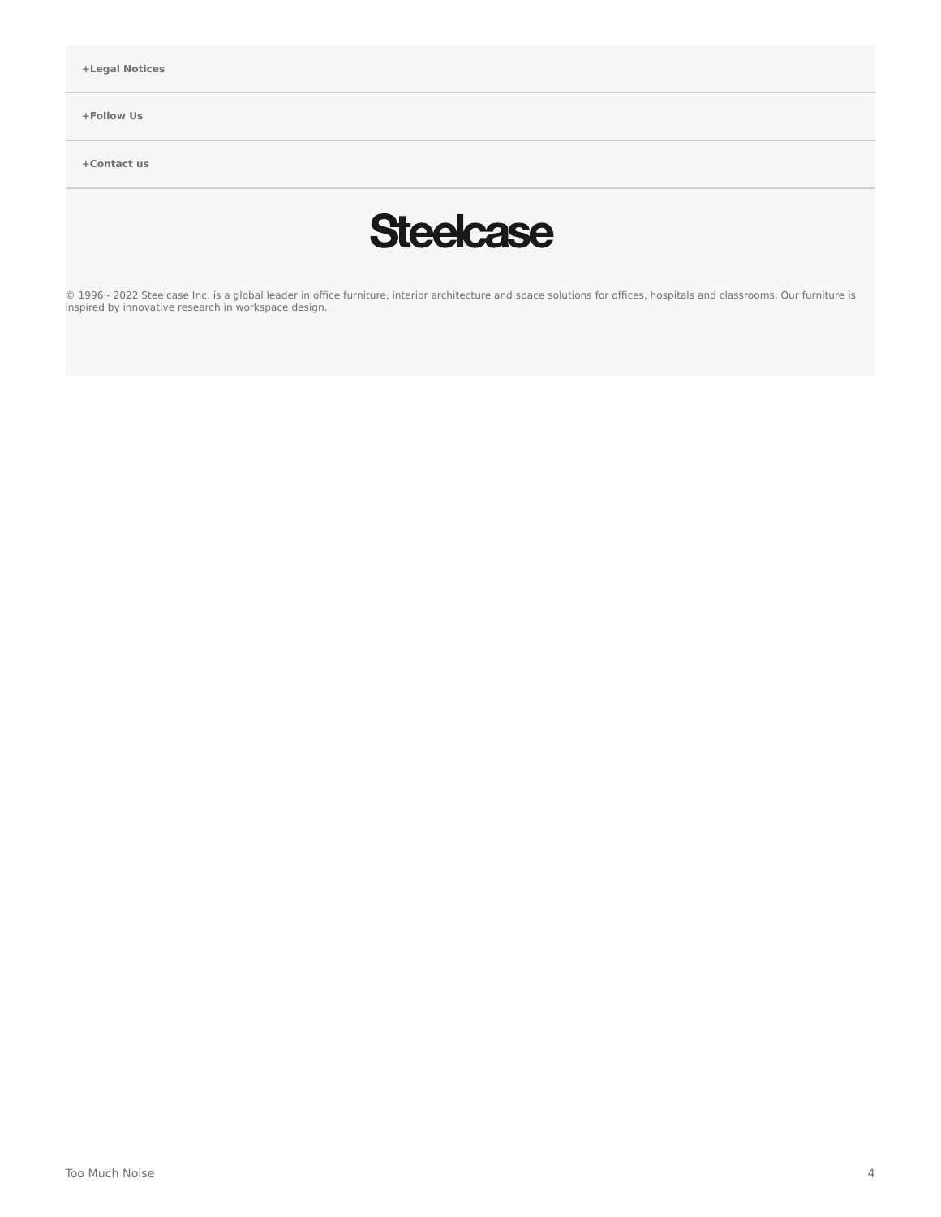**+Legal Notices**

**+Follow Us**

**+Contact us**

Steelcase

© 1996 - 2022 Steelcase Inc. is a global leader in office furniture, interior architecture and space solutions for offices, hospitals and classrooms. Our furniture is inspired by innovative research in workspace design.